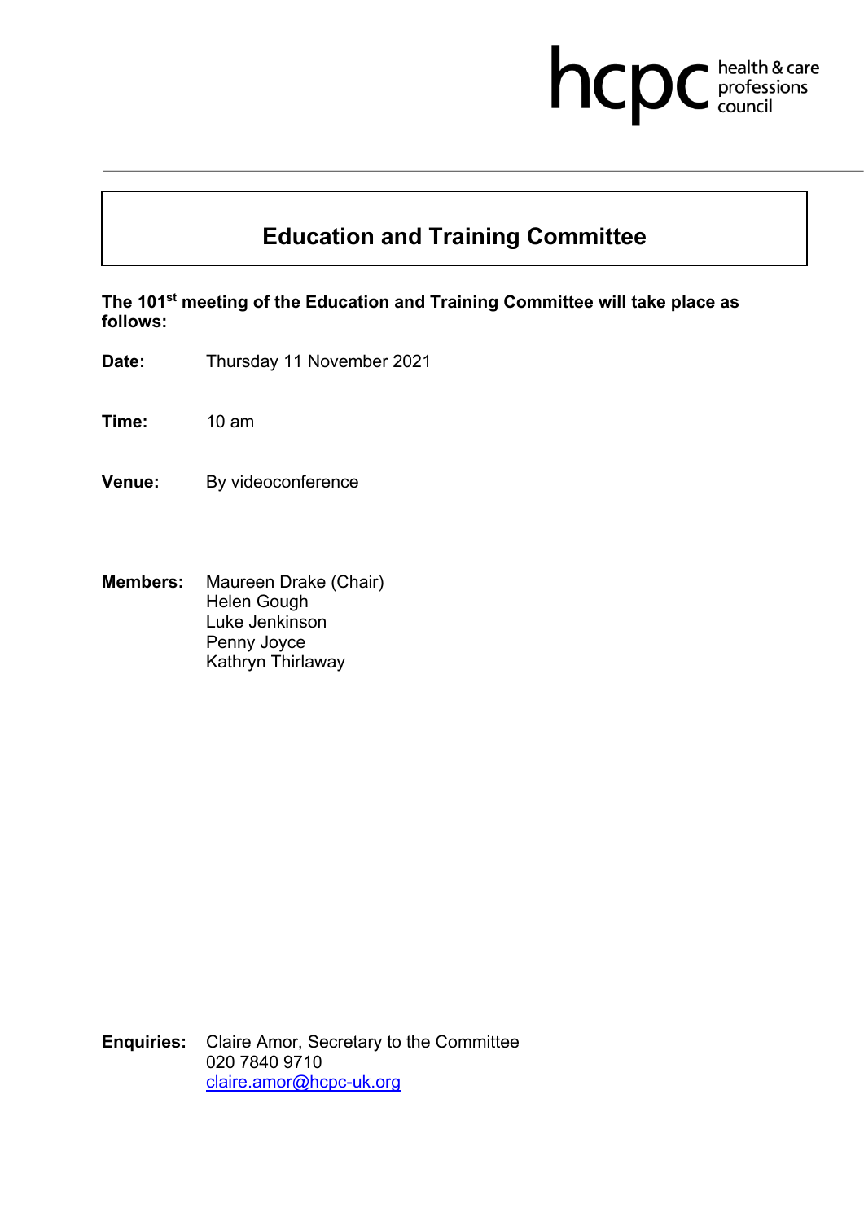hcpc health & care professions council

# Education and Training Committee

**The 101st meeting of the Education and Training Committee will take place as follows:**

**Date:** Thursday 11 November 2021

**Time:** 10 am

**Venue:** By videoconference

**Members:** Maureen Drake (Chair)
Helen Gough
Luke Jenkinson
Penny Joyce
Kathryn Thirlaway

**Enquiries:** Claire Amor, Secretary to the Committee
020 7840 9710
claire.amor@hcpc-uk.org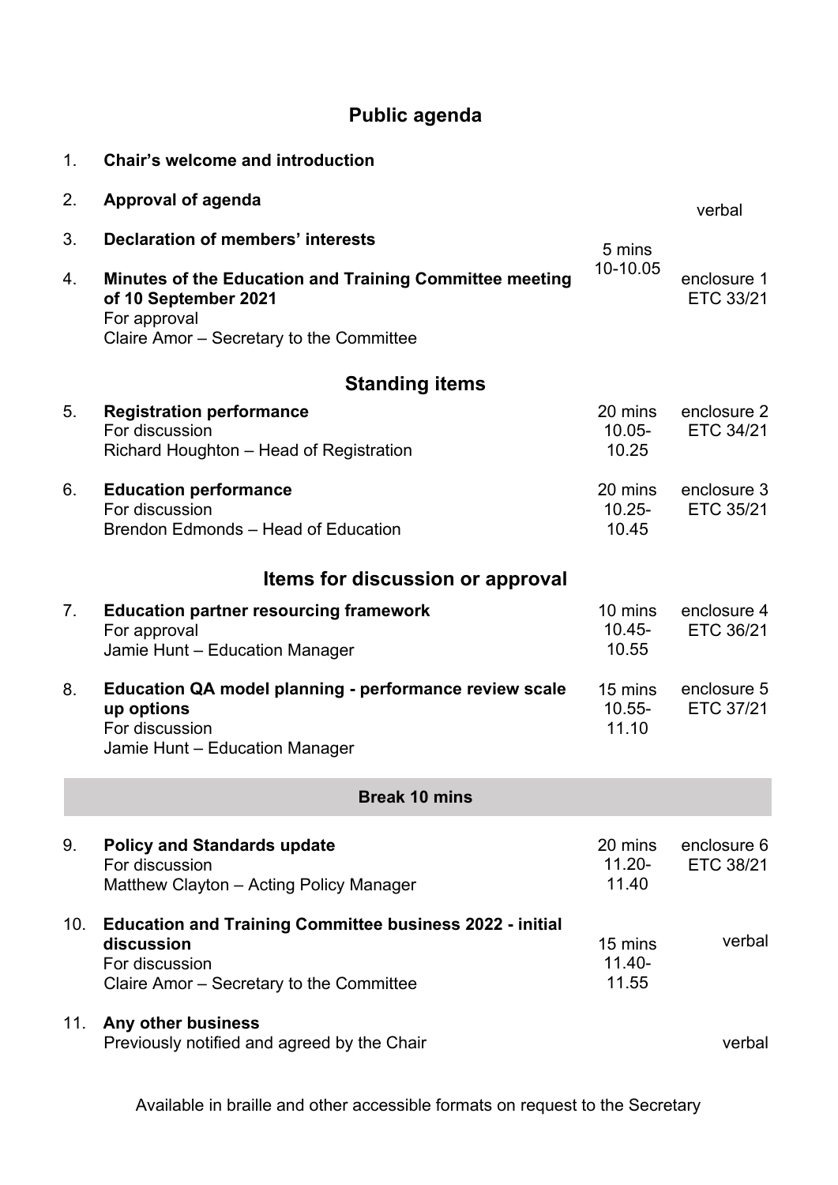## Public agenda

| | Item | Time | Paper |
|---|---|---|---|
| 1. | **Chair's welcome and introduction** | | |
| 2. | **Approval of agenda** | | verbal |
| 3. | **Declaration of members' interests** | 5 mins 10-10.05 | |
| 4. | **Minutes of the Education and Training Committee meeting of 10 September 2021**<br>For approval<br>Claire Amor – Secretary to the Committee | | enclosure 1 ETC 33/21 |

## Standing items

| | Item | Time | Paper |
|---|---|---|---|
| 5. | **Registration performance**<br>For discussion<br>Richard Houghton – Head of Registration | 20 mins 10.05-10.25 | enclosure 2 ETC 34/21 |
| 6. | **Education performance**<br>For discussion<br>Brendon Edmonds – Head of Education | 20 mins 10.25-10.45 | enclosure 3 ETC 35/21 |

## Items for discussion or approval

| | Item | Time | Paper |
|---|---|---|---|
| 7. | **Education partner resourcing framework**<br>For approval<br>Jamie Hunt – Education Manager | 10 mins 10.45-10.55 | enclosure 4 ETC 36/21 |
| 8. | **Education QA model planning - performance review scale up options**<br>For discussion<br>Jamie Hunt – Education Manager | 15 mins 10.55-11.10 | enclosure 5 ETC 37/21 |

**Break 10 mins**

| | Item | Time | Paper |
|---|---|---|---|
| 9. | **Policy and Standards update**<br>For discussion<br>Matthew Clayton – Acting Policy Manager | 20 mins 11.20-11.40 | enclosure 6 ETC 38/21 |
| 10. | **Education and Training Committee business 2022 - initial discussion**<br>For discussion<br>Claire Amor – Secretary to the Committee | 15 mins 11.40-11.55 | verbal |
| 11. | **Any other business**<br>Previously notified and agreed by the Chair | | verbal |

Available in braille and other accessible formats on request to the Secretary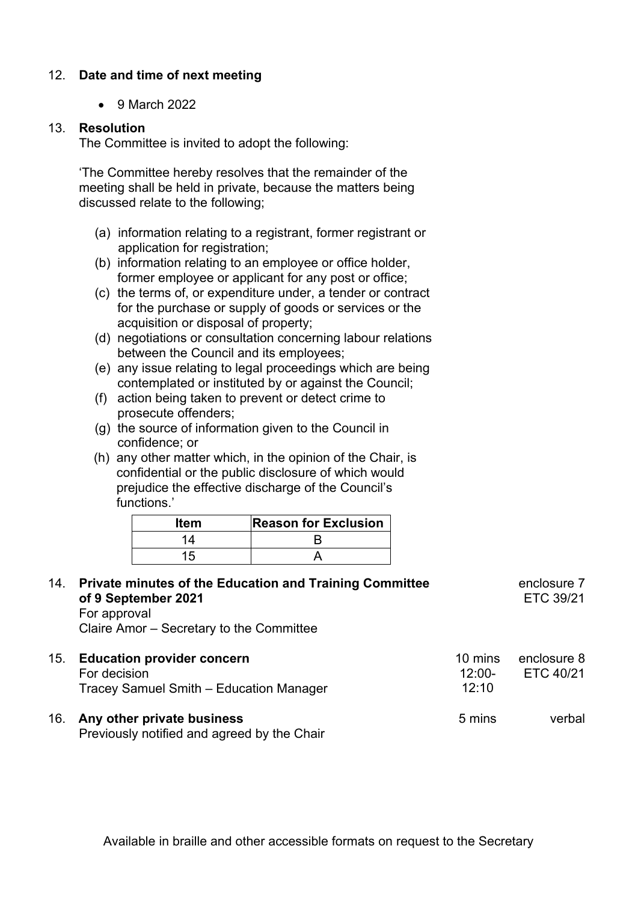12. **Date and time of next meeting**

    - 9 March 2022

13. **Resolution**
    The Committee is invited to adopt the following:

    'The Committee hereby resolves that the remainder of the meeting shall be held in private, because the matters being discussed relate to the following;

    (a) information relating to a registrant, former registrant or application for registration;
    (b) information relating to an employee or office holder, former employee or applicant for any post or office;
    (c) the terms of, or expenditure under, a tender or contract for the purchase or supply of goods or services or the acquisition or disposal of property;
    (d) negotiations or consultation concerning labour relations between the Council and its employees;
    (e) any issue relating to legal proceedings which are being contemplated or instituted by or against the Council;
    (f) action being taken to prevent or detect crime to prosecute offenders;
    (g) the source of information given to the Council in confidence; or
    (h) any other matter which, in the opinion of the Chair, is confidential or the public disclosure of which would prejudice the effective discharge of the Council's functions.'

| Item | Reason for Exclusion |
|---|---|
| 14 | B |
| 15 | A |

14. **Private minutes of the Education and Training Committee of 9 September 2021** — enclosure 7, ETC 39/21
    For approval
    Claire Amor – Secretary to the Committee

15. **Education provider concern** — 10 mins, 12:00-12:10 — enclosure 8, ETC 40/21
    For decision
    Tracey Samuel Smith – Education Manager

16. **Any other private business** — 5 mins — verbal
    Previously notified and agreed by the Chair

Available in braille and other accessible formats on request to the Secretary